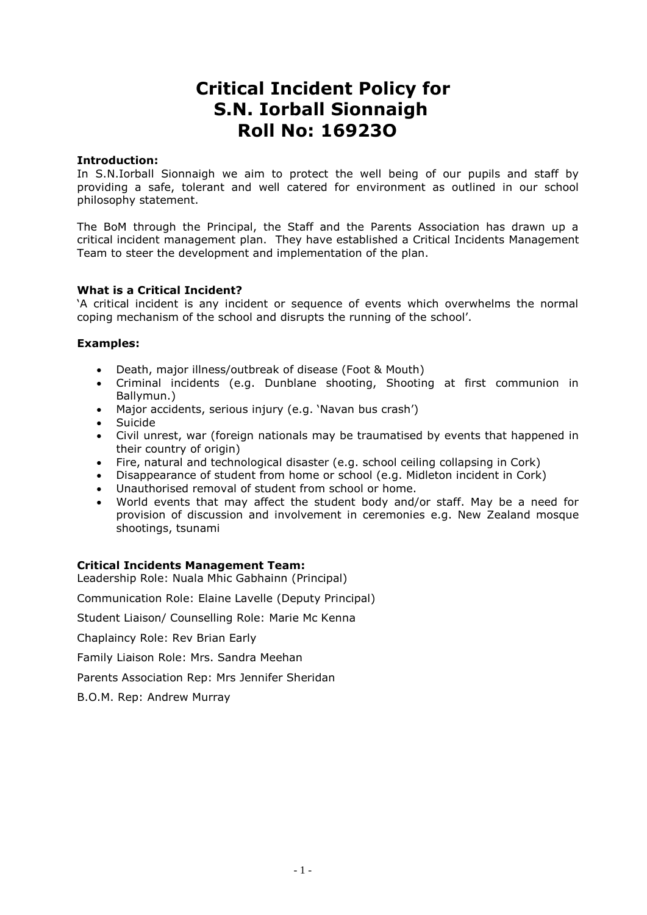# Critical Incident Policy for S.N. Iorball Sionnaigh Roll No: 16923O

**Introduction:**

In S.N.Iorball Sionnaigh we aim to protect the well being of our pupils and staff by providing a safe, tolerant and well catered for environment as outlined in our school philosophy statement.

The BoM through the Principal, the Staff and the Parents Association has drawn up a critical incident management plan. They have established a Critical Incidents Management Team to steer the development and implementation of the plan.

**What is a Critical Incident?**

'A critical incident is any incident or sequence of events which overwhelms the normal coping mechanism of the school and disrupts the running of the school'.

**Examples:**

- Death, major illness/outbreak of disease (Foot & Mouth)
- Criminal incidents (e.g. Dunblane shooting, Shooting at first communion in Ballymun.)
- Major accidents, serious injury (e.g. 'Navan bus crash')
- Suicide
- Civil unrest, war (foreign nationals may be traumatised by events that happened in their country of origin)
- Fire, natural and technological disaster (e.g. school ceiling collapsing in Cork)
- Disappearance of student from home or school (e.g. Midleton incident in Cork)
- Unauthorised removal of student from school or home.
- World events that may affect the student body and/or staff. May be a need for provision of discussion and involvement in ceremonies e.g. New Zealand mosque shootings, tsunami

**Critical Incidents Management Team:**

Leadership Role: Nuala Mhic Gabhainn (Principal)

Communication Role: Elaine Lavelle (Deputy Principal)

Student Liaison/ Counselling Role: Marie Mc Kenna

Chaplaincy Role: Rev Brian Early

Family Liaison Role: Mrs. Sandra Meehan

Parents Association Rep: Mrs Jennifer Sheridan

B.O.M. Rep: Andrew Murray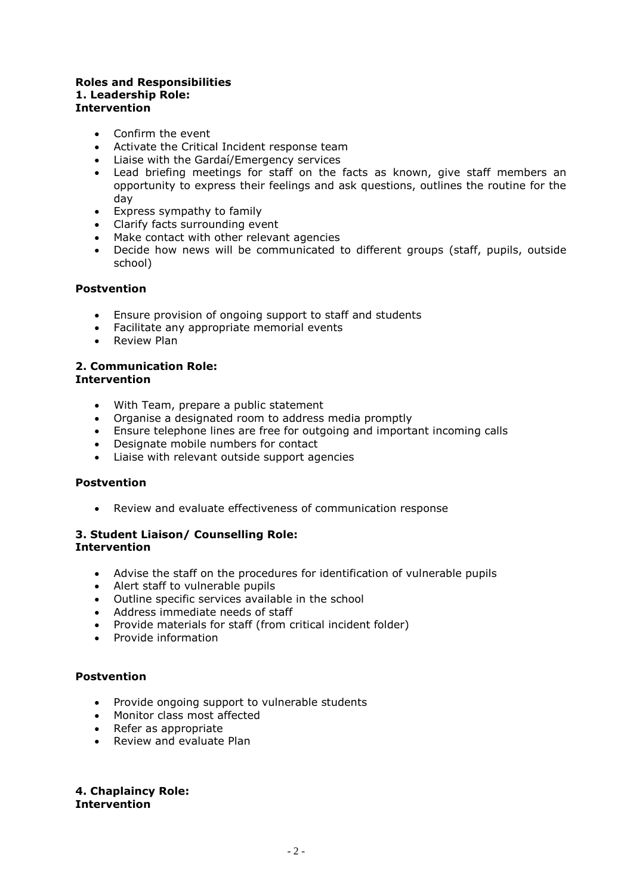**Roles and Responsibilities**
**1. Leadership Role:**
**Intervention**

- Confirm the event
- Activate the Critical Incident response team
- Liaise with the Gardaí/Emergency services
- Lead briefing meetings for staff on the facts as known, give staff members an opportunity to express their feelings and ask questions, outlines the routine for the day
- Express sympathy to family
- Clarify facts surrounding event
- Make contact with other relevant agencies
- Decide how news will be communicated to different groups (staff, pupils, outside school)

**Postvention**

- Ensure provision of ongoing support to staff and students
- Facilitate any appropriate memorial events
- Review Plan

**2. Communication Role:**
**Intervention**

- With Team, prepare a public statement
- Organise a designated room to address media promptly
- Ensure telephone lines are free for outgoing and important incoming calls
- Designate mobile numbers for contact
- Liaise with relevant outside support agencies

**Postvention**

- Review and evaluate effectiveness of communication response

**3. Student Liaison/ Counselling Role:**
**Intervention**

- Advise the staff on the procedures for identification of vulnerable pupils
- Alert staff to vulnerable pupils
- Outline specific services available in the school
- Address immediate needs of staff
- Provide materials for staff (from critical incident folder)
- Provide information

**Postvention**

- Provide ongoing support to vulnerable students
- Monitor class most affected
- Refer as appropriate
- Review and evaluate Plan

**4. Chaplaincy Role:**
**Intervention**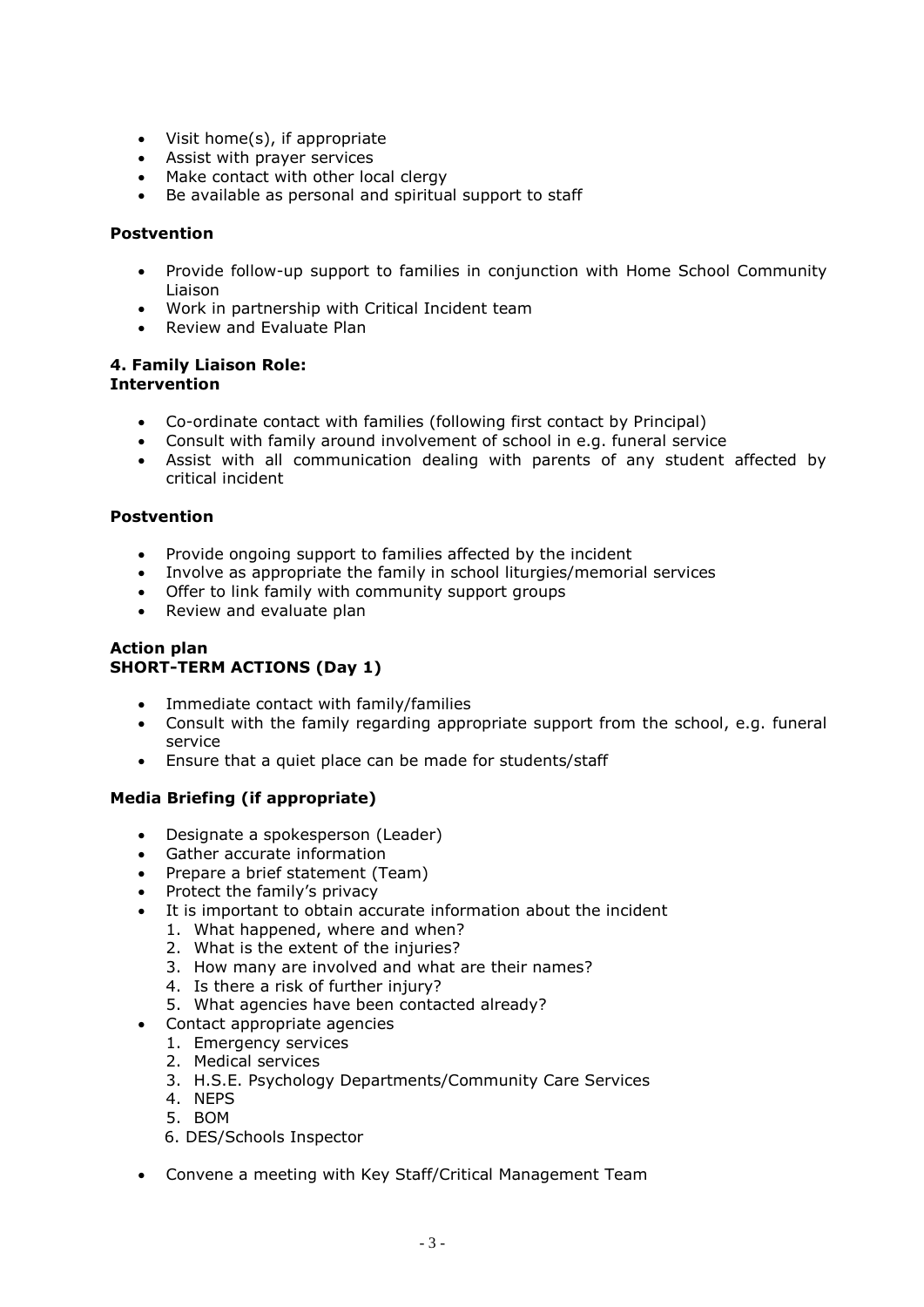- Visit home(s), if appropriate
- Assist with prayer services
- Make contact with other local clergy
- Be available as personal and spiritual support to staff

**Postvention**

- Provide follow-up support to families in conjunction with Home School Community Liaison
- Work in partnership with Critical Incident team
- Review and Evaluate Plan

**4. Family Liaison Role:**
**Intervention**

- Co-ordinate contact with families (following first contact by Principal)
- Consult with family around involvement of school in e.g. funeral service
- Assist with all communication dealing with parents of any student affected by critical incident

**Postvention**

- Provide ongoing support to families affected by the incident
- Involve as appropriate the family in school liturgies/memorial services
- Offer to link family with community support groups
- Review and evaluate plan

**Action plan**
**SHORT-TERM ACTIONS (Day 1)**

- Immediate contact with family/families
- Consult with the family regarding appropriate support from the school, e.g. funeral service
- Ensure that a quiet place can be made for students/staff

**Media Briefing (if appropriate)**

- Designate a spokesperson (Leader)
- Gather accurate information
- Prepare a brief statement (Team)
- Protect the family's privacy
- It is important to obtain accurate information about the incident
  1. What happened, where and when?
  2. What is the extent of the injuries?
  3. How many are involved and what are their names?
  4. Is there a risk of further injury?
  5. What agencies have been contacted already?
- Contact appropriate agencies
  1. Emergency services
  2. Medical services
  3. H.S.E. Psychology Departments/Community Care Services
  4. NEPS
  5. BOM
  6. DES/Schools Inspector
- Convene a meeting with Key Staff/Critical Management Team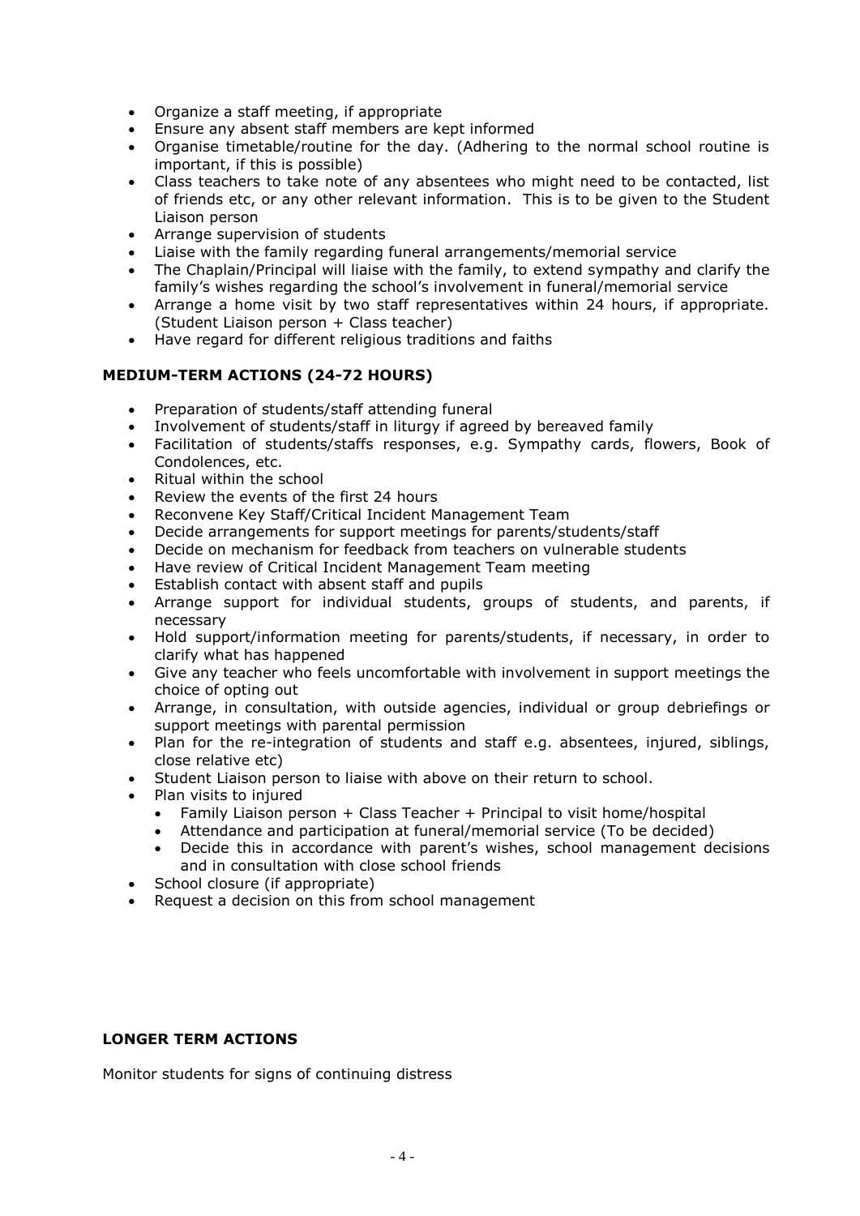- Organize a staff meeting, if appropriate
- Ensure any absent staff members are kept informed
- Organise timetable/routine for the day. (Adhering to the normal school routine is important, if this is possible)
- Class teachers to take note of any absentees who might need to be contacted, list of friends etc, or any other relevant information. This is to be given to the Student Liaison person
- Arrange supervision of students
- Liaise with the family regarding funeral arrangements/memorial service
- The Chaplain/Principal will liaise with the family, to extend sympathy and clarify the family's wishes regarding the school's involvement in funeral/memorial service
- Arrange a home visit by two staff representatives within 24 hours, if appropriate. (Student Liaison person + Class teacher)
- Have regard for different religious traditions and faiths

**MEDIUM-TERM ACTIONS (24-72 HOURS)**

- Preparation of students/staff attending funeral
- Involvement of students/staff in liturgy if agreed by bereaved family
- Facilitation of students/staffs responses, e.g. Sympathy cards, flowers, Book of Condolences, etc.
- Ritual within the school
- Review the events of the first 24 hours
- Reconvene Key Staff/Critical Incident Management Team
- Decide arrangements for support meetings for parents/students/staff
- Decide on mechanism for feedback from teachers on vulnerable students
- Have review of Critical Incident Management Team meeting
- Establish contact with absent staff and pupils
- Arrange support for individual students, groups of students, and parents, if necessary
- Hold support/information meeting for parents/students, if necessary, in order to clarify what has happened
- Give any teacher who feels uncomfortable with involvement in support meetings the choice of opting out
- Arrange, in consultation, with outside agencies, individual or group debriefings or support meetings with parental permission
- Plan for the re-integration of students and staff e.g. absentees, injured, siblings, close relative etc)
- Student Liaison person to liaise with above on their return to school.
- Plan visits to injured
  - Family Liaison person + Class Teacher + Principal to visit home/hospital
  - Attendance and participation at funeral/memorial service (To be decided)
  - Decide this in accordance with parent's wishes, school management decisions and in consultation with close school friends
- School closure (if appropriate)
- Request a decision on this from school management

**LONGER TERM ACTIONS**

Monitor students for signs of continuing distress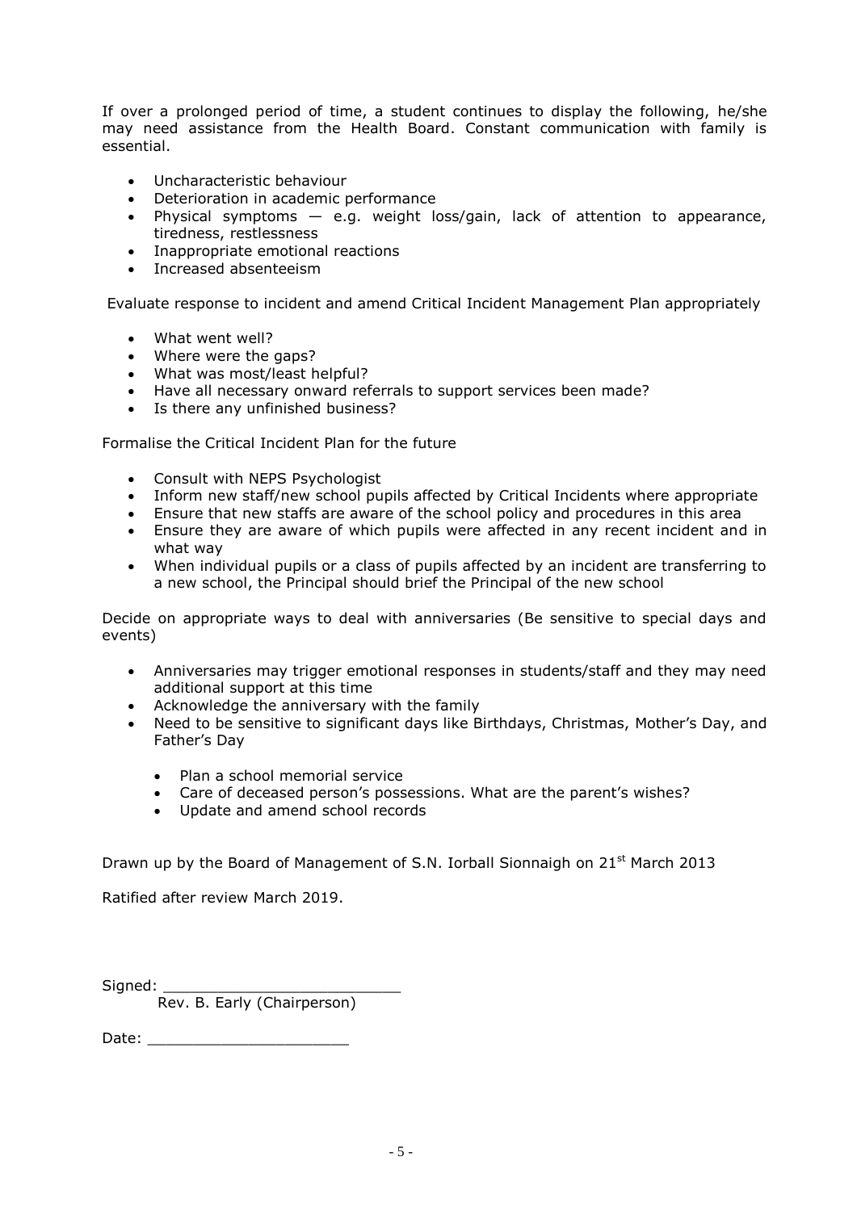If over a prolonged period of time, a student continues to display the following, he/she may need assistance from the Health Board. Constant communication with family is essential.

- Uncharacteristic behaviour
- Deterioration in academic performance
- Physical symptoms — e.g. weight loss/gain, lack of attention to appearance, tiredness, restlessness
- Inappropriate emotional reactions
- Increased absenteeism

Evaluate response to incident and amend Critical Incident Management Plan appropriately

- What went well?
- Where were the gaps?
- What was most/least helpful?
- Have all necessary onward referrals to support services been made?
- Is there any unfinished business?

Formalise the Critical Incident Plan for the future

- Consult with NEPS Psychologist
- Inform new staff/new school pupils affected by Critical Incidents where appropriate
- Ensure that new staffs are aware of the school policy and procedures in this area
- Ensure they are aware of which pupils were affected in any recent incident and in what way
- When individual pupils or a class of pupils affected by an incident are transferring to a new school, the Principal should brief the Principal of the new school

Decide on appropriate ways to deal with anniversaries (Be sensitive to special days and events)

- Anniversaries may trigger emotional responses in students/staff and they may need additional support at this time
- Acknowledge the anniversary with the family
- Need to be sensitive to significant days like Birthdays, Christmas, Mother's Day, and Father's Day
  - Plan a school memorial service
  - Care of deceased person's possessions. What are the parent's wishes?
  - Update and amend school records

Drawn up by the Board of Management of S.N. Iorball Sionnaigh on 21st March 2013

Ratified after review March 2019.

Signed: ___________________________

Rev. B. Early (Chairperson)

Date: ______________________